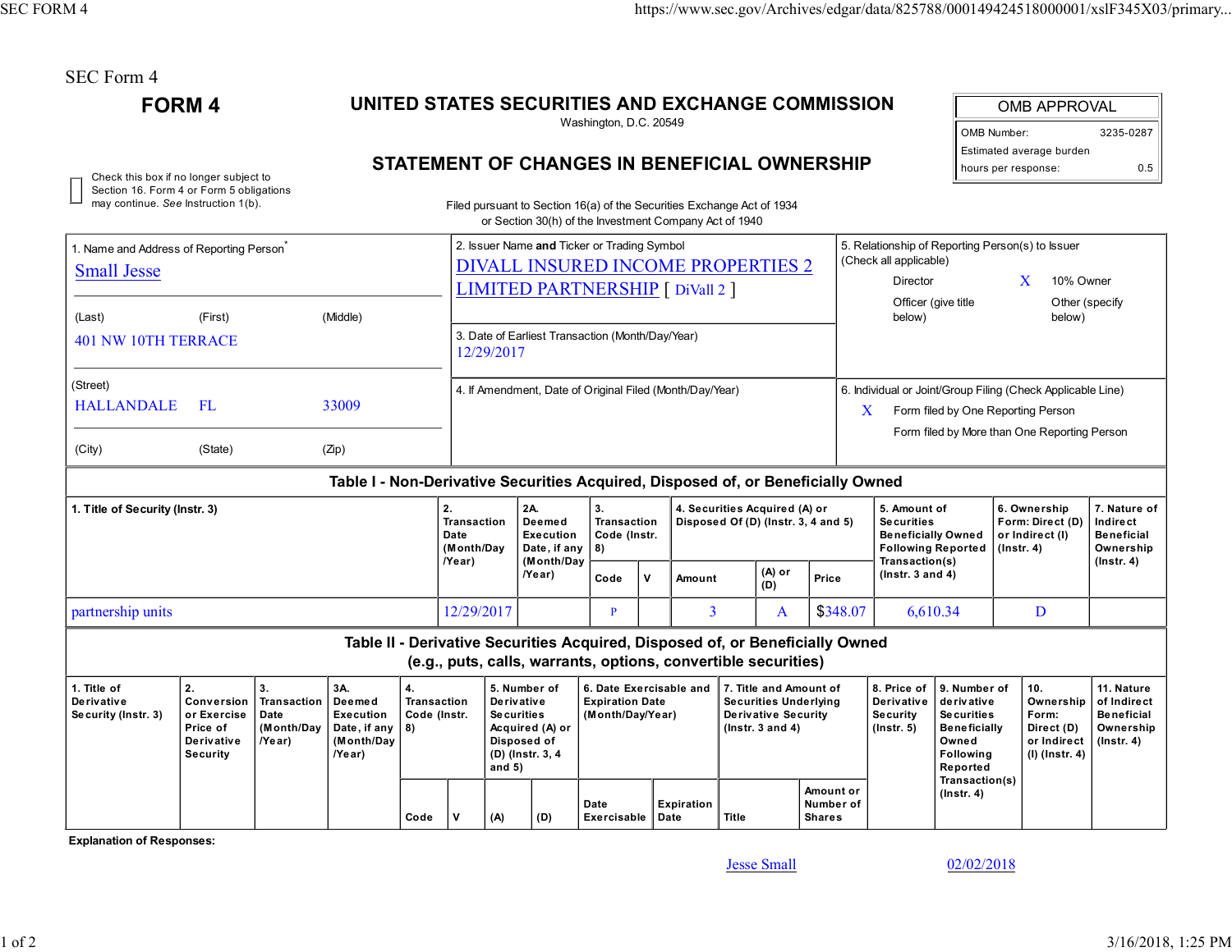SEC Form 4

# FORM 4

## UNITED STATES SECURITIES AND EXCHANGE COMMISSION

Washington, D.C. 20549

## STATEMENT OF CHANGES IN BENEFICIAL OWNERSHIP

| OMB APPROVAL | |
|---|---|
| OMB Number: | 3235-0287 |
| Estimated average burden hours per response: | 0.5 |

☐ Check this box if no longer subject to Section 16. Form 4 or Form 5 obligations may continue. *See* Instruction 1(b).

Filed pursuant to Section 16(a) of the Securities Exchange Act of 1934 or Section 30(h) of the Investment Company Act of 1940

**1. Name and Address of Reporting Person***

Small Jesse

(Last) (First) (Middle)

401 NW 10TH TERRACE

(Street)

HALLANDALE FL 33009

(City) (State) (Zip)

**2. Issuer Name and Ticker or Trading Symbol**

DIVALL INSURED INCOME PROPERTIES 2 LIMITED PARTNERSHIP [ DiVall 2 ]

**3. Date of Earliest Transaction (Month/Day/Year)**

12/29/2017

**4. If Amendment, Date of Original Filed (Month/Day/Year)**

**5. Relationship of Reporting Person(s) to Issuer (Check all applicable)**

- Director
- X 10% Owner
- Officer (give title below)
- Other (specify below)

**6. Individual or Joint/Group Filing (Check Applicable Line)**

- X Form filed by One Reporting Person
- Form filed by More than One Reporting Person

### Table I - Non-Derivative Securities Acquired, Disposed of, or Beneficially Owned

| 1. Title of Security (Instr. 3) | 2. Transaction Date (Month/Day/Year) | 2A. Deemed Execution Date, if any (Month/Day/Year) | 3. Transaction Code (Instr. 8) | | 4. Securities Acquired (A) or Disposed Of (D) (Instr. 3, 4 and 5) | | | 5. Amount of Securities Beneficially Owned Following Reported Transaction(s) (Instr. 3 and 4) | 6. Ownership Form: Direct (D) or Indirect (I) (Instr. 4) | 7. Nature of Indirect Beneficial Ownership (Instr. 4) |
|---|---|---|---|---|---|---|---|---|---|---|
| | | | Code | V | Amount | (A) or (D) | Price | | | |
| partnership units | 12/29/2017 | | P | | 3 | A | $348.07 | 6,610.34 | D | |

### Table II - Derivative Securities Acquired, Disposed of, or Beneficially Owned (e.g., puts, calls, warrants, options, convertible securities)

| 1. Title of Derivative Security (Instr. 3) | 2. Conversion or Exercise Price of Derivative Security | 3. Transaction Date (Month/Day/Year) | 3A. Deemed Execution Date, if any (Month/Day/Year) | 4. Transaction Code (Instr. 8) | | 5. Number of Derivative Securities Acquired (A) or Disposed of (D) (Instr. 3, 4 and 5) | | 6. Date Exercisable and Expiration Date (Month/Day/Year) | | 7. Title and Amount of Securities Underlying Derivative Security (Instr. 3 and 4) | | 8. Price of Derivative Security (Instr. 5) | 9. Number of derivative Securities Beneficially Owned Following Reported Transaction(s) (Instr. 4) | 10. Ownership Form: Direct (D) or Indirect (I) (Instr. 4) | 11. Nature of Indirect Beneficial Ownership (Instr. 4) |
|---|---|---|---|---|---|---|---|---|---|---|---|---|---|---|---|
| | | | | Code | V | (A) | (D) | Date Exercisable | Expiration Date | Title | Amount or Number of Shares | | | | |

**Explanation of Responses:**

Jesse Small 02/02/2018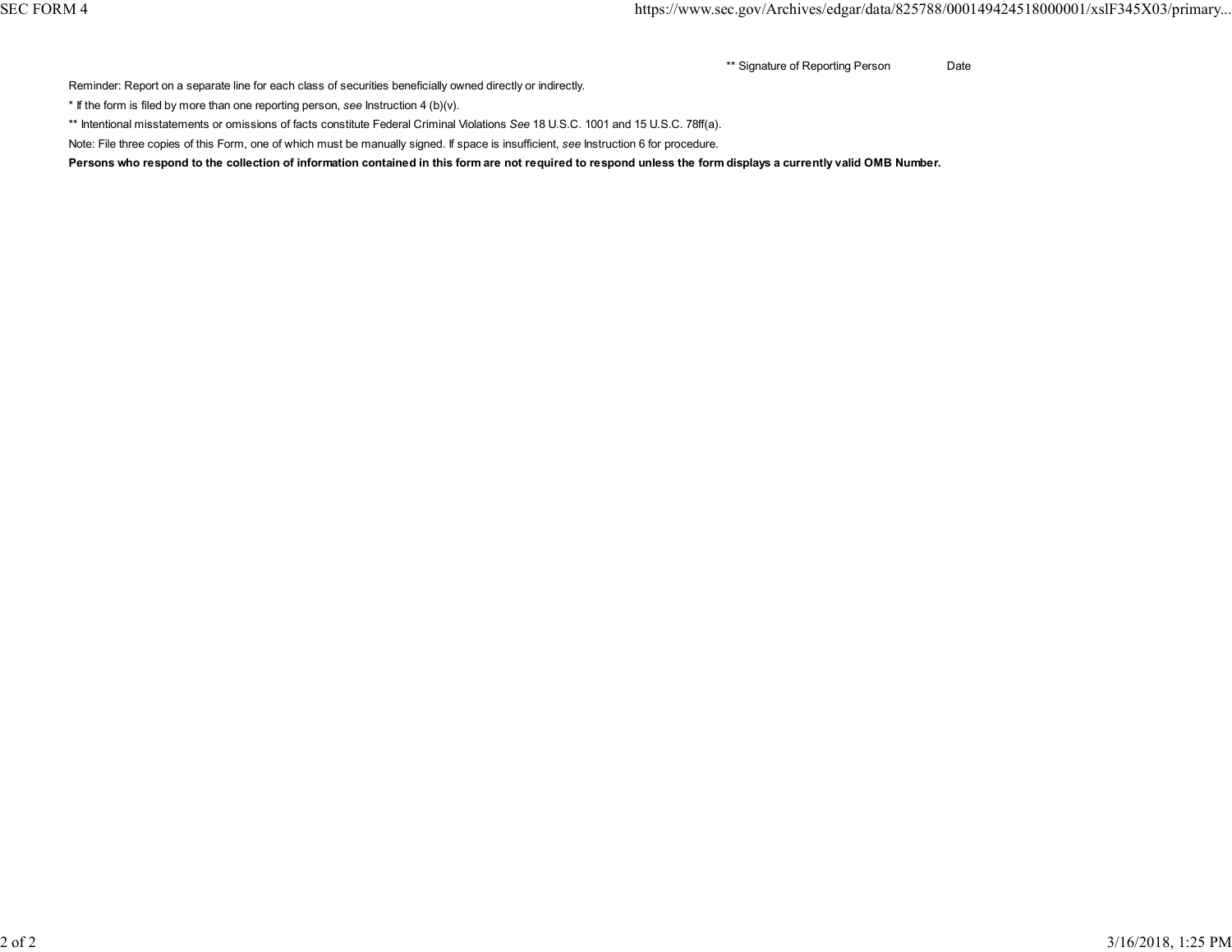** Signature of Reporting Person Date

Reminder: Report on a separate line for each class of securities beneficially owned directly or indirectly.

* If the form is filed by more than one reporting person, *see* Instruction 4 (b)(v).

** Intentional misstatements or omissions of facts constitute Federal Criminal Violations *See* 18 U.S.C. 1001 and 15 U.S.C. 78ff(a).

Note: File three copies of this Form, one of which must be manually signed. If space is insufficient, *see* Instruction 6 for procedure.

**Persons who respond to the collection of information contained in this form are not required to respond unless the form displays a currently valid OMB Number.**